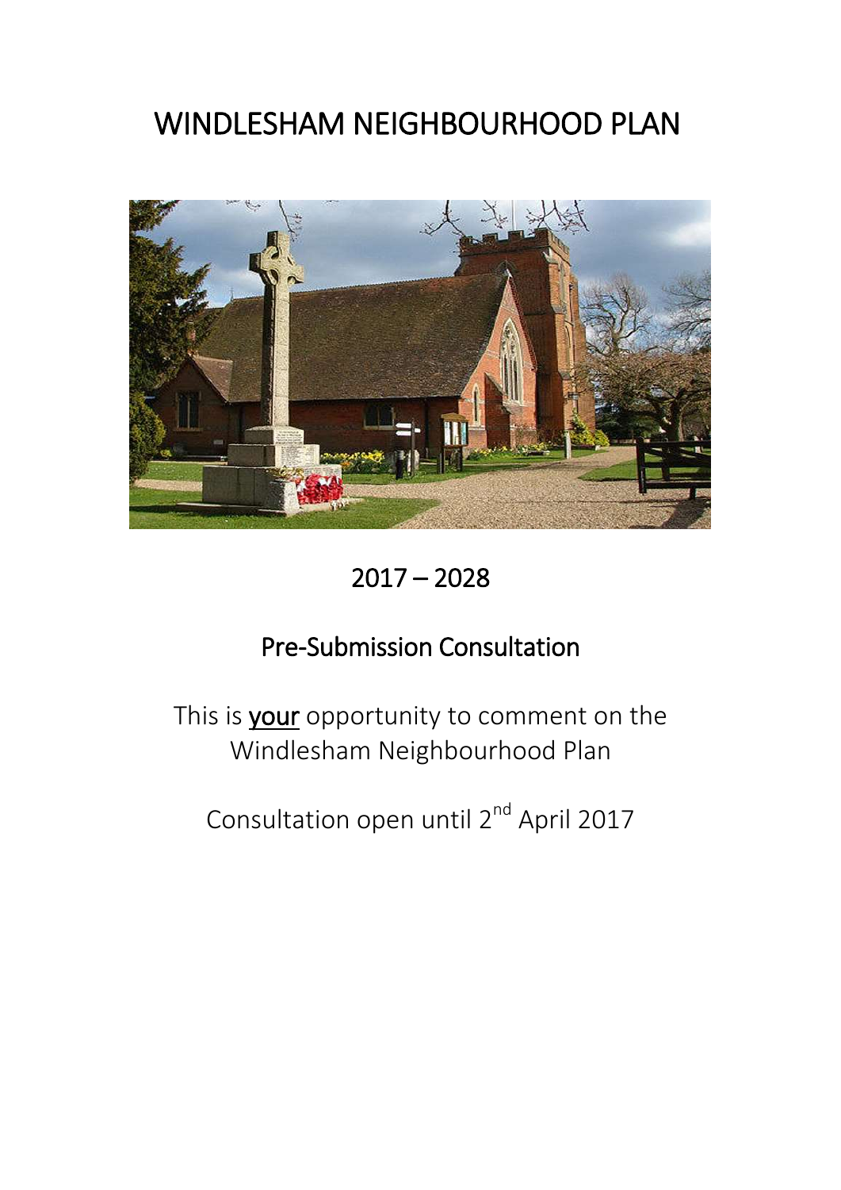# WINDLESHAM NEIGHBOURHOOD PLAN

## 2017 – 2028

## Pre-Submission Consultation

This is **your** opportunity to comment on the Windlesham Neighbourhood Plan

Consultation open until 2nd April 2017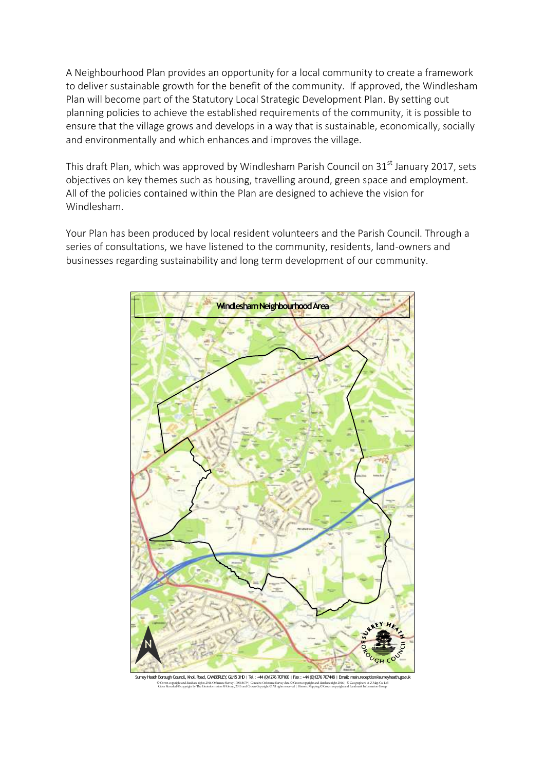A Neighbourhood Plan provides an opportunity for a local community to create a framework to deliver sustainable growth for the benefit of the community. If approved, the Windlesham Plan will become part of the Statutory Local Strategic Development Plan. By setting out planning policies to achieve the established requirements of the community, it is possible to ensure that the village grows and develops in a way that is sustainable, economically, socially and environmentally and which enhances and improves the village.

This draft Plan, which was approved by Windlesham Parish Council on 31st January 2017, sets objectives on key themes such as housing, travelling around, green space and employment. All of the policies contained within the Plan are designed to achieve the vision for Windlesham.

Your Plan has been produced by local resident volunteers and the Parish Council. Through a series of consultations, we have listened to the community, residents, land-owners and businesses regarding sustainability and long term development of our community.

**Windlesham Neighbourhood Area**

Surrey Heath Borough Council, Knoll Road, CAMBERLEY, GU15 3HD | Tel : +44 (0)1276 707100 | Fax : +44 (0)1276 707448 | Email: main.reception@surreyheath.gov.uk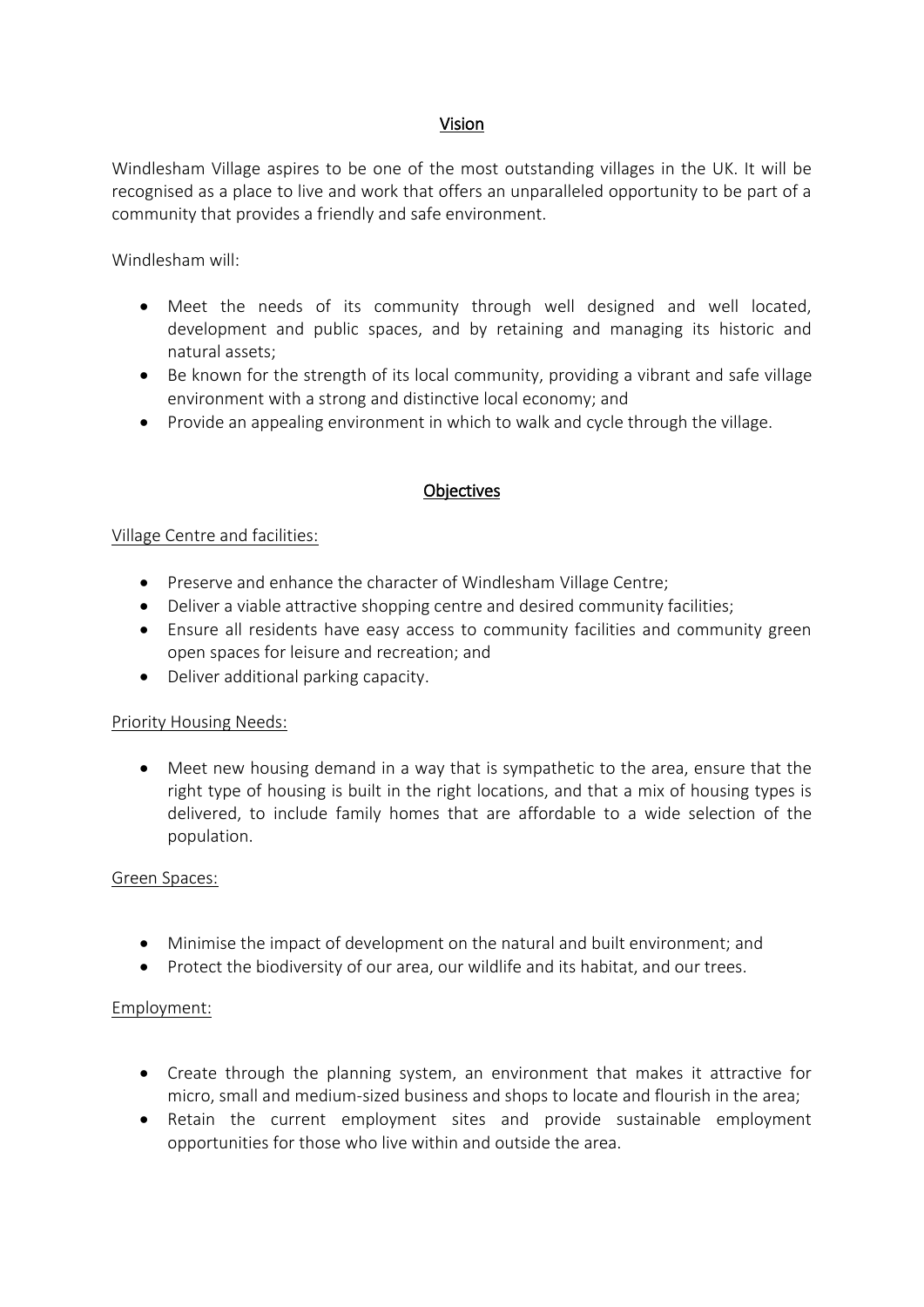## Vision

Windlesham Village aspires to be one of the most outstanding villages in the UK. It will be recognised as a place to live and work that offers an unparalleled opportunity to be part of a community that provides a friendly and safe environment.

Windlesham will:

- Meet the needs of its community through well designed and well located, development and public spaces, and by retaining and managing its historic and natural assets;
- Be known for the strength of its local community, providing a vibrant and safe village environment with a strong and distinctive local economy; and
- Provide an appealing environment in which to walk and cycle through the village.

## Objectives

### Village Centre and facilities:

- Preserve and enhance the character of Windlesham Village Centre;
- Deliver a viable attractive shopping centre and desired community facilities;
- Ensure all residents have easy access to community facilities and community green open spaces for leisure and recreation; and
- Deliver additional parking capacity.

### Priority Housing Needs:

- Meet new housing demand in a way that is sympathetic to the area, ensure that the right type of housing is built in the right locations, and that a mix of housing types is delivered, to include family homes that are affordable to a wide selection of the population.

### Green Spaces:

- Minimise the impact of development on the natural and built environment; and
- Protect the biodiversity of our area, our wildlife and its habitat, and our trees.

### Employment:

- Create through the planning system, an environment that makes it attractive for micro, small and medium-sized business and shops to locate and flourish in the area;
- Retain the current employment sites and provide sustainable employment opportunities for those who live within and outside the area.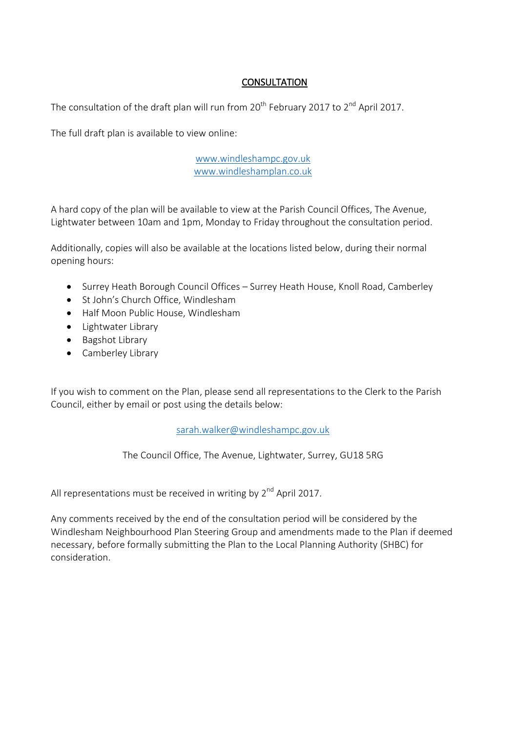## CONSULTATION

The consultation of the draft plan will run from 20th February 2017 to 2nd April 2017.

The full draft plan is available to view online:

www.windleshampc.gov.uk
www.windleshamplan.co.uk

A hard copy of the plan will be available to view at the Parish Council Offices, The Avenue, Lightwater between 10am and 1pm, Monday to Friday throughout the consultation period.

Additionally, copies will also be available at the locations listed below, during their normal opening hours:

- Surrey Heath Borough Council Offices – Surrey Heath House, Knoll Road, Camberley
- St John's Church Office, Windlesham
- Half Moon Public House, Windlesham
- Lightwater Library
- Bagshot Library
- Camberley Library

If you wish to comment on the Plan, please send all representations to the Clerk to the Parish Council, either by email or post using the details below:

sarah.walker@windleshampc.gov.uk

The Council Office, The Avenue, Lightwater, Surrey, GU18 5RG

All representations must be received in writing by 2nd April 2017.

Any comments received by the end of the consultation period will be considered by the Windlesham Neighbourhood Plan Steering Group and amendments made to the Plan if deemed necessary, before formally submitting the Plan to the Local Planning Authority (SHBC) for consideration.